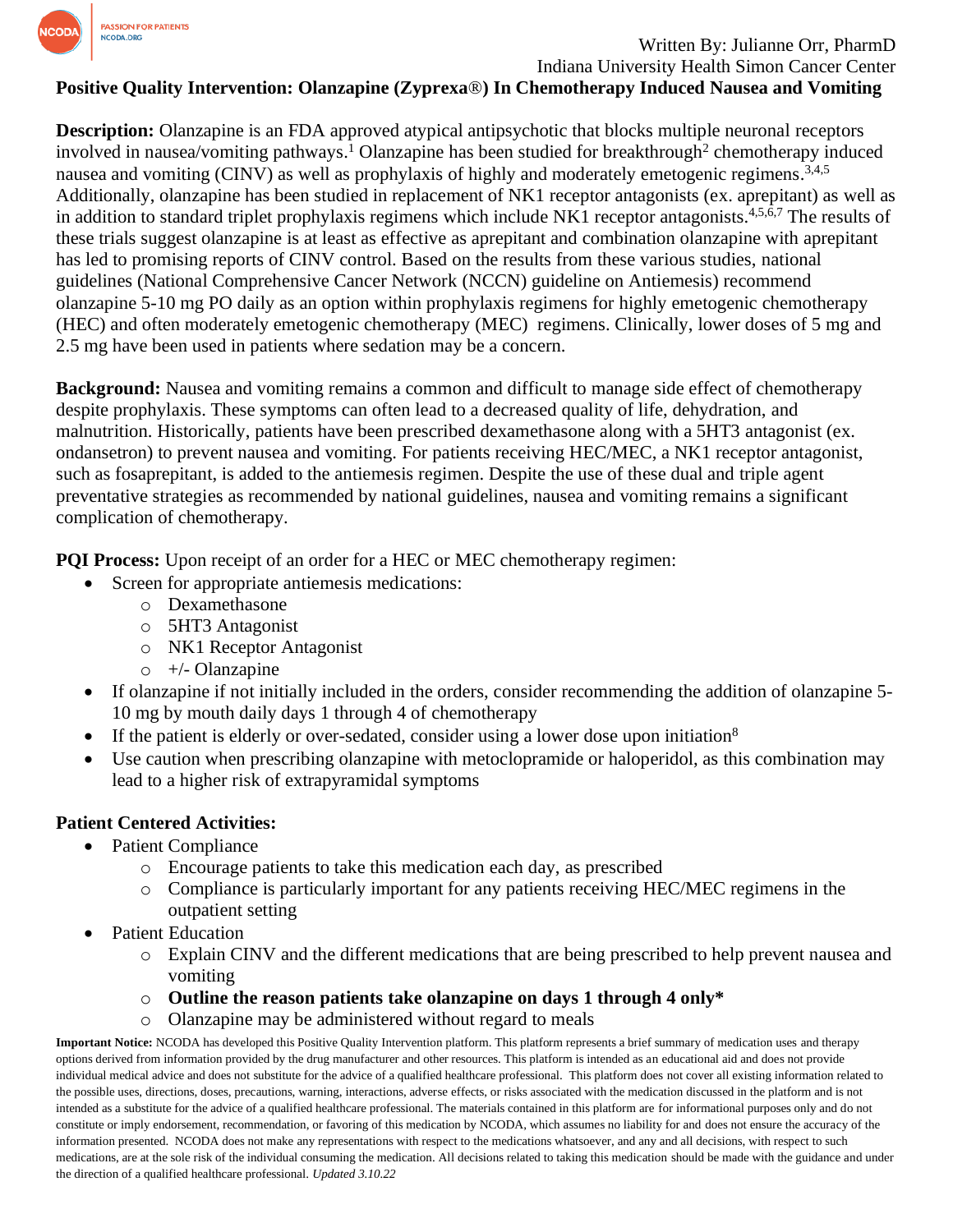Written By: Julianne Orr, PharmD
Indiana University Health Simon Cancer Center

# Positive Quality Intervention: Olanzapine (Zyprexa®) In Chemotherapy Induced Nausea and Vomiting

**Description:** Olanzapine is an FDA approved atypical antipsychotic that blocks multiple neuronal receptors involved in nausea/vomiting pathways.[1] Olanzapine has been studied for breakthrough[2] chemotherapy induced nausea and vomiting (CINV) as well as prophylaxis of highly and moderately emetogenic regimens.[3,4,5] Additionally, olanzapine has been studied in replacement of NK1 receptor antagonists (ex. aprepitant) as well as in addition to standard triplet prophylaxis regimens which include NK1 receptor antagonists.[4,5,6,7] The results of these trials suggest olanzapine is at least as effective as aprepitant and combination olanzapine with aprepitant has led to promising reports of CINV control. Based on the results from these various studies, national guidelines (National Comprehensive Cancer Network (NCCN) guideline on Antiemesis) recommend olanzapine 5-10 mg PO daily as an option within prophylaxis regimens for highly emetogenic chemotherapy (HEC) and often moderately emetogenic chemotherapy (MEC) regimens. Clinically, lower doses of 5 mg and 2.5 mg have been used in patients where sedation may be a concern.

**Background:** Nausea and vomiting remains a common and difficult to manage side effect of chemotherapy despite prophylaxis. These symptoms can often lead to a decreased quality of life, dehydration, and malnutrition. Historically, patients have been prescribed dexamethasone along with a 5HT3 antagonist (ex. ondansetron) to prevent nausea and vomiting. For patients receiving HEC/MEC, a NK1 receptor antagonist, such as fosaprepitant, is added to the antiemesis regimen. Despite the use of these dual and triple agent preventative strategies as recommended by national guidelines, nausea and vomiting remains a significant complication of chemotherapy.

**PQI Process:** Upon receipt of an order for a HEC or MEC chemotherapy regimen:

- Screen for appropriate antiemesis medications:
  - Dexamethasone
  - 5HT3 Antagonist
  - NK1 Receptor Antagonist
  - +/- Olanzapine
- If olanzapine if not initially included in the orders, consider recommending the addition of olanzapine 5-10 mg by mouth daily days 1 through 4 of chemotherapy
- If the patient is elderly or over-sedated, consider using a lower dose upon initiation[8]
- Use caution when prescribing olanzapine with metoclopramide or haloperidol, as this combination may lead to a higher risk of extrapyramidal symptoms

**Patient Centered Activities:**

- Patient Compliance
  - Encourage patients to take this medication each day, as prescribed
  - Compliance is particularly important for any patients receiving HEC/MEC regimens in the outpatient setting
- Patient Education
  - Explain CINV and the different medications that are being prescribed to help prevent nausea and vomiting
  - **Outline the reason patients take olanzapine on days 1 through 4 only***
  - Olanzapine may be administered without regard to meals

**Important Notice:** NCODA has developed this Positive Quality Intervention platform. This platform represents a brief summary of medication uses and therapy options derived from information provided by the drug manufacturer and other resources. This platform is intended as an educational aid and does not provide individual medical advice and does not substitute for the advice of a qualified healthcare professional. This platform does not cover all existing information related to the possible uses, directions, doses, precautions, warning, interactions, adverse effects, or risks associated with the medication discussed in the platform and is not intended as a substitute for the advice of a qualified healthcare professional. The materials contained in this platform are for informational purposes only and do not constitute or imply endorsement, recommendation, or favoring of this medication by NCODA, which assumes no liability for and does not ensure the accuracy of the information presented. NCODA does not make any representations with respect to the medications whatsoever, and any and all decisions, with respect to such medications, are at the sole risk of the individual consuming the medication. All decisions related to taking this medication should be made with the guidance and under the direction of a qualified healthcare professional. *Updated 3.10.22*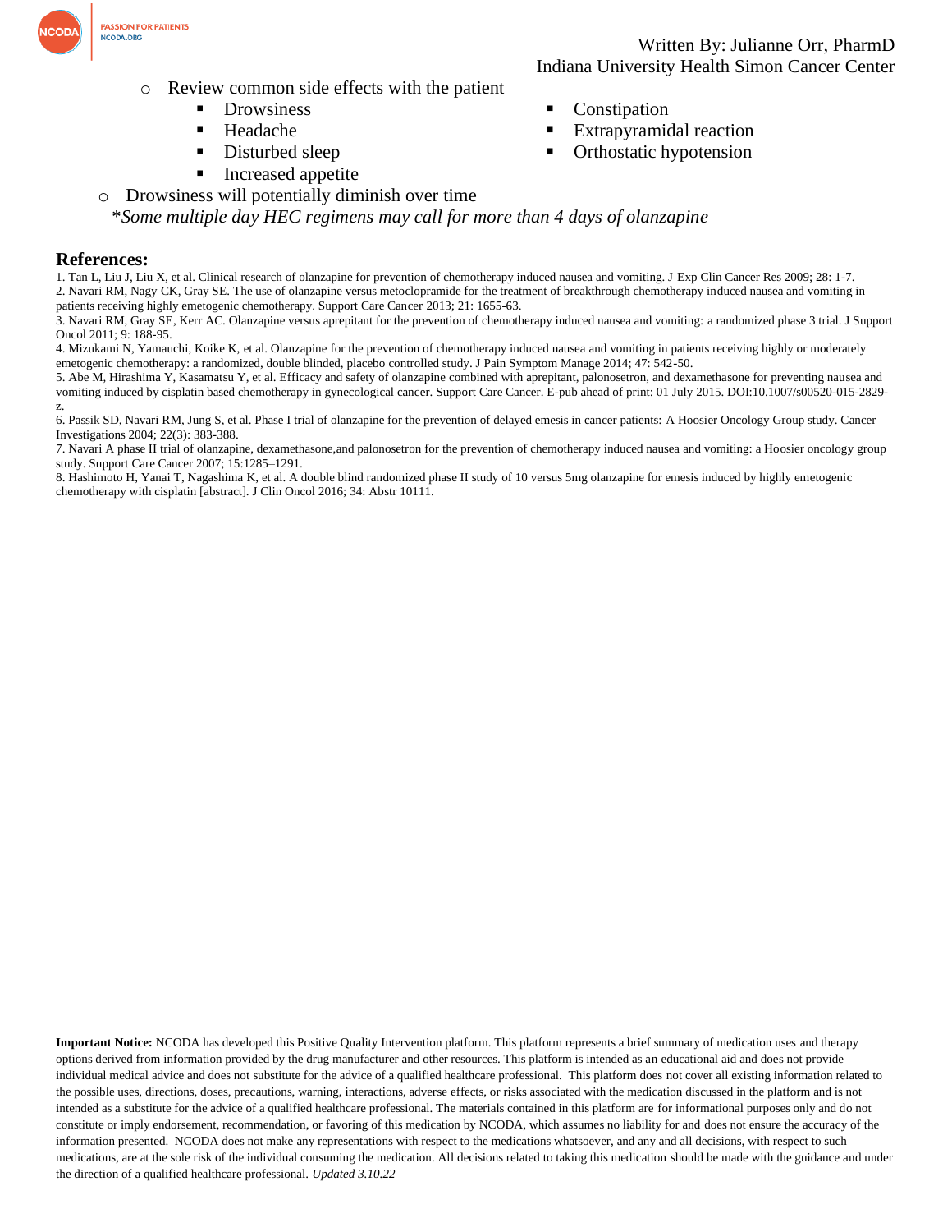Written By: Julianne Orr, PharmD
Indiana University Health Simon Cancer Center

- Review common side effects with the patient
  - Drowsiness
  - Headache
  - Disturbed sleep
  - Increased appetite
  - Constipation
  - Extrapyramidal reaction
  - Orthostatic hypotension
- Drowsiness will potentially diminish over time

*\*Some multiple day HEC regimens may call for more than 4 days of olanzapine*

## References:

1. Tan L, Liu J, Liu X, et al. Clinical research of olanzapine for prevention of chemotherapy induced nausea and vomiting. J Exp Clin Cancer Res 2009; 28: 1-7.
2. Navari RM, Nagy CK, Gray SE. The use of olanzapine versus metoclopramide for the treatment of breakthrough chemotherapy induced nausea and vomiting in patients receiving highly emetogenic chemotherapy. Support Care Cancer 2013; 21: 1655-63.
3. Navari RM, Gray SE, Kerr AC. Olanzapine versus aprepitant for the prevention of chemotherapy induced nausea and vomiting: a randomized phase 3 trial. J Support Oncol 2011; 9: 188-95.
4. Mizukami N, Yamauchi, Koike K, et al. Olanzapine for the prevention of chemotherapy induced nausea and vomiting in patients receiving highly or moderately emetogenic chemotherapy: a randomized, double blinded, placebo controlled study. J Pain Symptom Manage 2014; 47: 542-50.
5. Abe M, Hirashima Y, Kasamatsu Y, et al. Efficacy and safety of olanzapine combined with aprepitant, palonosetron, and dexamethasone for preventing nausea and vomiting induced by cisplatin based chemotherapy in gynecological cancer. Support Care Cancer. E-pub ahead of print: 01 July 2015. DOI:10.1007/s00520-015-2829-z.
6. Passik SD, Navari RM, Jung S, et al. Phase I trial of olanzapine for the prevention of delayed emesis in cancer patients: A Hoosier Oncology Group study. Cancer Investigations 2004; 22(3): 383-388.
7. Navari A phase II trial of olanzapine, dexamethasone,and palonosetron for the prevention of chemotherapy induced nausea and vomiting: a Hoosier oncology group study. Support Care Cancer 2007; 15:1285–1291.
8. Hashimoto H, Yanai T, Nagashima K, et al. A double blind randomized phase II study of 10 versus 5mg olanzapine for emesis induced by highly emetogenic chemotherapy with cisplatin [abstract]. J Clin Oncol 2016; 34: Abstr 10111.

**Important Notice:** NCODA has developed this Positive Quality Intervention platform. This platform represents a brief summary of medication uses and therapy options derived from information provided by the drug manufacturer and other resources. This platform is intended as an educational aid and does not provide individual medical advice and does not substitute for the advice of a qualified healthcare professional. This platform does not cover all existing information related to the possible uses, directions, doses, precautions, warning, interactions, adverse effects, or risks associated with the medication discussed in the platform and is not intended as a substitute for the advice of a qualified healthcare professional. The materials contained in this platform are for informational purposes only and do not constitute or imply endorsement, recommendation, or favoring of this medication by NCODA, which assumes no liability for and does not ensure the accuracy of the information presented. NCODA does not make any representations with respect to the medications whatsoever, and any and all decisions, with respect to such medications, are at the sole risk of the individual consuming the medication. All decisions related to taking this medication should be made with the guidance and under the direction of a qualified healthcare professional. *Updated 3.10.22*